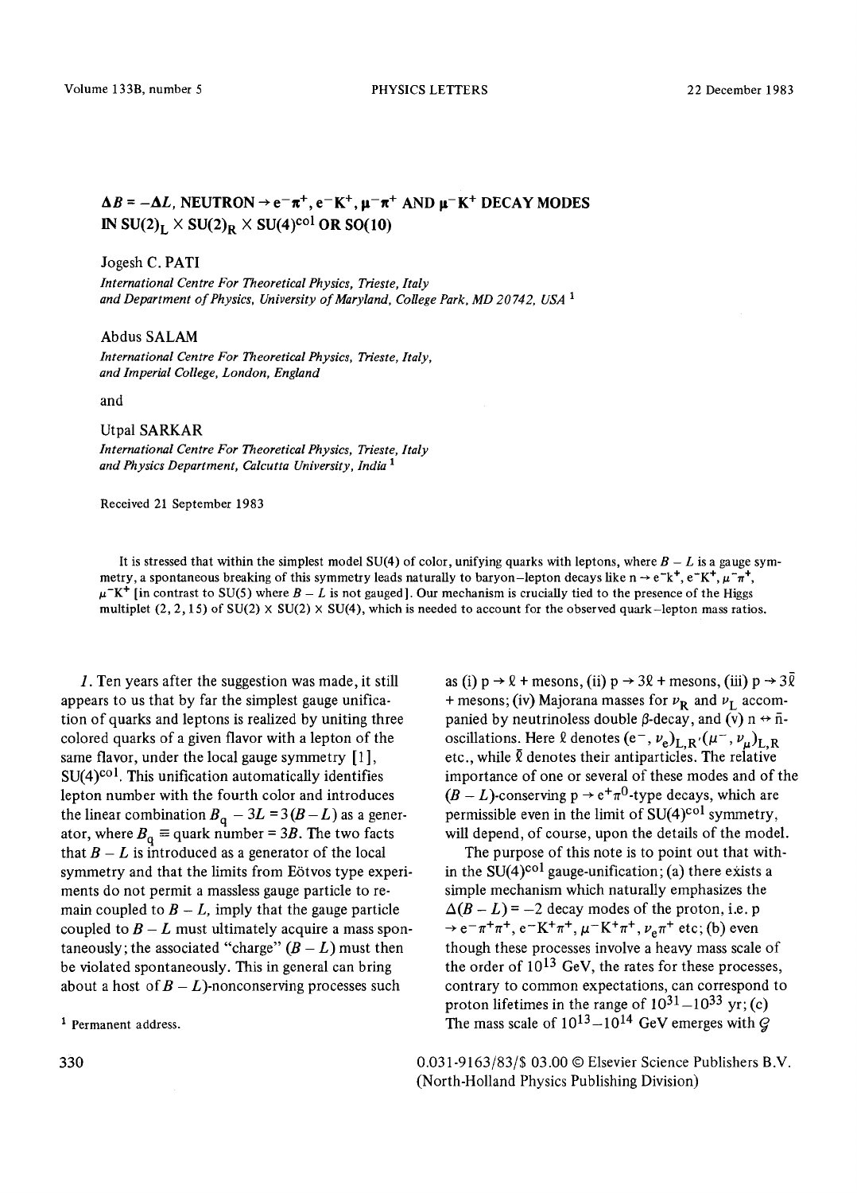# $\Delta B = -\Delta L$, NEUTRON $\to e^-\pi^+, e^-K^+, \mu^-\pi^+$ AND $\mu^-K^+$ DECAY MODES IN $SU(2)_L \times SU(2)_R \times SU(4)^{col}$ OR SO(10)

Jogesh C. PATI

*International Centre For Theoretical Physics, Trieste, Italy and Department of Physics, University of Maryland, College Park, MD 20742, USA* [1]

Abdus SALAM

*International Centre For Theoretical Physics, Trieste, Italy, and Imperial College, London, England*

and

Utpal SARKAR

*International Centre For Theoretical Physics, Trieste, Italy and Physics Department, Calcutta University, India* [1]

Received 21 September 1983

It is stressed that within the simplest model SU(4) of color, unifying quarks with leptons, where $B - L$ is a gauge symmetry, a spontaneous breaking of this symmetry leads naturally to baryon–lepton decays like $n \to e^-k^+, e^-K^+, \mu^-\pi^+, \mu^-K^+$ [in contrast to SU(5) where $B - L$ is not gauged]. Our mechanism is crucially tied to the presence of the Higgs multiplet (2, 2, 15) of SU(2) × SU(2) × SU(4), which is needed to account for the observed quark–lepton mass ratios.

*1.* Ten years after the suggestion was made, it still appears to us that by far the simplest gauge unification of quarks and leptons is realized by uniting three colored quarks of a given flavor with a lepton of the same flavor, under the local gauge symmetry [1], $SU(4)^{col}$. This unification automatically identifies lepton number with the fourth color and introduces the linear combination $B_q - 3L = 3(B - L)$ as a generator, where $B_q \equiv$ quark number $= 3B$. The two facts that $B - L$ is introduced as a generator of the local symmetry and that the limits from Eötvos type experiments do not permit a massless gauge particle to remain coupled to $B - L$, imply that the gauge particle coupled to $B - L$ must ultimately acquire a mass spontaneously; the associated "charge" $(B - L)$ must then be violated spontaneously. This in general can bring about a host of $B - L$)-nonconserving processes such as (i) $p \to \ell$ + mesons, (ii) $p \to 3\ell$ + mesons, (iii) $p \to 3\bar{\ell}$ + mesons; (iv) Majorana masses for $\nu_R$ and $\nu_L$ accompanied by neutrinoless double $\beta$-decay, and (v) $n \leftrightarrow \bar{n}$-oscillations. Here $\ell$ denotes $(e^-, \nu_e)_{L,R}$, $(\mu^-, \nu_\mu)_{L,R}$ etc., while $\bar{\ell}$ denotes their antiparticles. The relative importance of one or several of these modes and of the $(B - L)$-conserving $p \to e^+\pi^0$-type decays, which are permissible even in the limit of $SU(4)^{col}$ symmetry, will depend, of course, upon the details of the model.

The purpose of this note is to point out that within the $SU(4)^{col}$ gauge-unification; (a) there exists a simple mechanism which naturally emphasizes the $\Delta(B - L) = -2$ decay modes of the proton, i.e. $p \to e^-\pi^+\pi^+, e^-K^+\pi^+, \mu^-K^+\pi^+, \nu_e\pi^+$ etc; (b) even though these processes involve a heavy mass scale of the order of $10^{13}$ GeV, the rates for these processes, contrary to common expectations, can correspond to proton lifetimes in the range of $10^{31}$–$10^{33}$ yr; (c) The mass scale of $10^{13}$–$10^{14}$ GeV emerges with $\mathcal{G}$

[1] Permanent address.

0.031-9163/83/$ 03.00 © Elsevier Science Publishers B.V. (North-Holland Physics Publishing Division)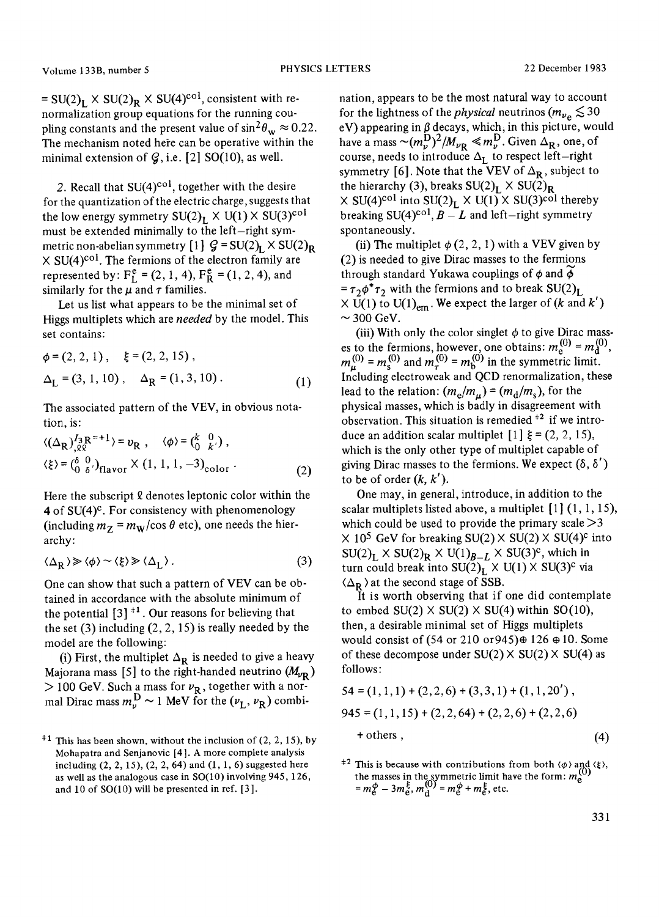= $SU(2)_L \times SU(2)_R \times SU(4)^{col}$, consistent with renormalization group equations for the running coupling constants and the present value of $\sin^2\theta_w \approx 0.22$. The mechanism noted here can be operative within the minimal extension of $\mathcal{G}$, i.e. [2] SO(10), as well.

2. Recall that $SU(4)^{col}$, together with the desire for the quantization of the electric charge, suggests that the low energy symmetry $SU(2)_L \times U(1) \times SU(3)^{col}$ must be extended minimally to the left–right symmetric non-abelian symmetry [1] $\mathcal{G} = SU(2)_L \times SU(2)_R \times SU(4)^{col}$. The fermions of the electron family are represented by: $F_L^e = (2, 1, 4)$, $F_R^e = (1, 2, 4)$, and similarly for the $\mu$ and $\tau$ families.

Let us list what appears to be the minimal set of Higgs multiplets which are *needed* by the model. This set contains:

$$\phi = (2, 2, 1)\,, \quad \xi = (2, 2, 15)\,,$$
$$\Delta_L = (3, 1, 10)\,, \quad \Delta_R = (1, 3, 10)\,. \tag{1}$$

The associated pattern of the VEV, in obvious notation, is:

$$\langle(\Delta_R)^{I_{3R}=+1}_{,\ell\ell}\rangle = v_R\,, \quad \langle\phi\rangle = \begin{pmatrix} k & 0 \\ 0 & k' \end{pmatrix},$$
$$\langle\xi\rangle = \begin{pmatrix} \delta & 0 \\ 0 & \delta' \end{pmatrix}_{\text{flavor}} \times (1, 1, 1, -3)_{\text{color}}\,. \tag{2}$$

Here the subscript $\ell$ denotes leptonic color within the **4** of $SU(4)^c$. For consistency with phenomenology (including $m_Z = m_W/\cos\theta$ etc), one needs the hierarchy:

$$\langle\Delta_R\rangle \gg \langle\phi\rangle \sim \langle\xi\rangle \gg \langle\Delta_L\rangle\,. \tag{3}$$

One can show that such a pattern of VEV can be obtained in accordance with the absolute minimum of the potential [3] [‡1]. Our reasons for believing that the set (3) including (2, 2, 15) is really needed by the model are the following:

(i) First, the multiplet $\Delta_R$ is needed to give a heavy Majorana mass [5] to the right-handed neutrino ($M_{\nu_R}$) > 100 GeV. Such a mass for $\nu_R$, together with a normal Dirac mass $m_\nu^D \sim 1$ MeV for the ($\nu_L$, $\nu_R$) combination, appears to be the most natural way to account for the lightness of the *physical* neutrinos ($m_{\nu_e} \lesssim 30$ eV) appearing in $\beta$ decays, which, in this picture, would have a mass $\sim (m_\nu^D)^2/M_{\nu_R} \ll m_\nu^D$. Given $\Delta_R$, one, of course, needs to introduce $\Delta_L$ to respect left–right symmetry [6]. Note that the VEV of $\Delta_R$, subject to the hierarchy (3), breaks $SU(2)_L \times SU(2)_R \times SU(4)^{col}$ into $SU(2)_L \times U(1) \times SU(3)^{col}$ thereby breaking $SU(4)^{col}$, $B - L$ and left–right symmetry spontaneously.

(ii) The multiplet $\phi$ (2, 2, 1) with a VEV given by (2) is needed to give Dirac masses to the fermions through standard Yukawa couplings of $\phi$ and $\tilde{\phi} = \tau_2\phi^*\tau_2$ with the fermions and to break $SU(2)_L \times U(1)$ to $U(1)_{em}$. We expect the larger of ($k$ and $k'$) $\sim 300$ GeV.

(iii) With only the color singlet $\phi$ to give Dirac masses to the fermions, however, one obtains: $m_e^{(0)} = m_d^{(0)}$, $m_\mu^{(0)} = m_s^{(0)}$ and $m_\tau^{(0)} = m_b^{(0)}$ in the symmetric limit. Including electroweak and QCD renormalization, these lead to the relation: $(m_e/m_\mu) = (m_d/m_s)$, for the physical masses, which is badly in disagreement with observation. This situation is remedied [‡2] if we introduce an addition scalar multiplet [1] $\xi = (2, 2, 15)$, which is the only other type of multiplet capable of giving Dirac masses to the fermions. We expect ($\delta$, $\delta'$) to be of order ($k$, $k'$).

One may, in general, introduce, in addition to the scalar multiplets listed above, a multiplet [1] (1, 1, 15), which could be used to provide the primary scale $> 3 \times 10^5$ GeV for breaking $SU(2) \times SU(2) \times SU(4)^c$ into $SU(2)_L \times SU(2)_R \times U(1)_{B-L} \times SU(3)^c$, which in turn could break into $SU(2)_L \times U(1) \times SU(3)^c$ via $\langle\Delta_R\rangle$ at the second stage of SSB.

It is worth observing that if one did contemplate to embed $SU(2) \times SU(2) \times SU(4)$ within SO(10), then, a desirable minimal set of Higgs multiplets would consist of (54 or 210 or945)⊕ 126 ⊕ 10. Some of these decompose under $SU(2) \times SU(2) \times SU(4)$ as follows:

$$54 = (1, 1, 1) + (2, 2, 6) + (3, 3, 1) + (1, 1, 20')\,,$$
$$945 = (1, 1, 15) + (2, 2, 64) + (2, 2, 6) + (2, 2, 6)$$
$$+ \text{ others}\,, \tag{4}$$

---

‡1 This has been shown, without the inclusion of (2, 2, 15), by Mohapatra and Senjanovic [4]. A more complete analysis including (2, 2, 15), (2, 2, 64) and (1, 1, 6) suggested here as well as the analogous case in SO(10) involving 945, 126, and 10 of SO(10) will be presented in ref. [3].

‡2 This is because with contributions from both $\langle\phi\rangle$ and $\langle\xi\rangle$, the masses in the symmetric limit have the form: $m_e^{(0)} = m_e^\phi - 3m_e^\xi$, $m_d^{(0)} = m_e^\phi + m_e^\xi$, etc.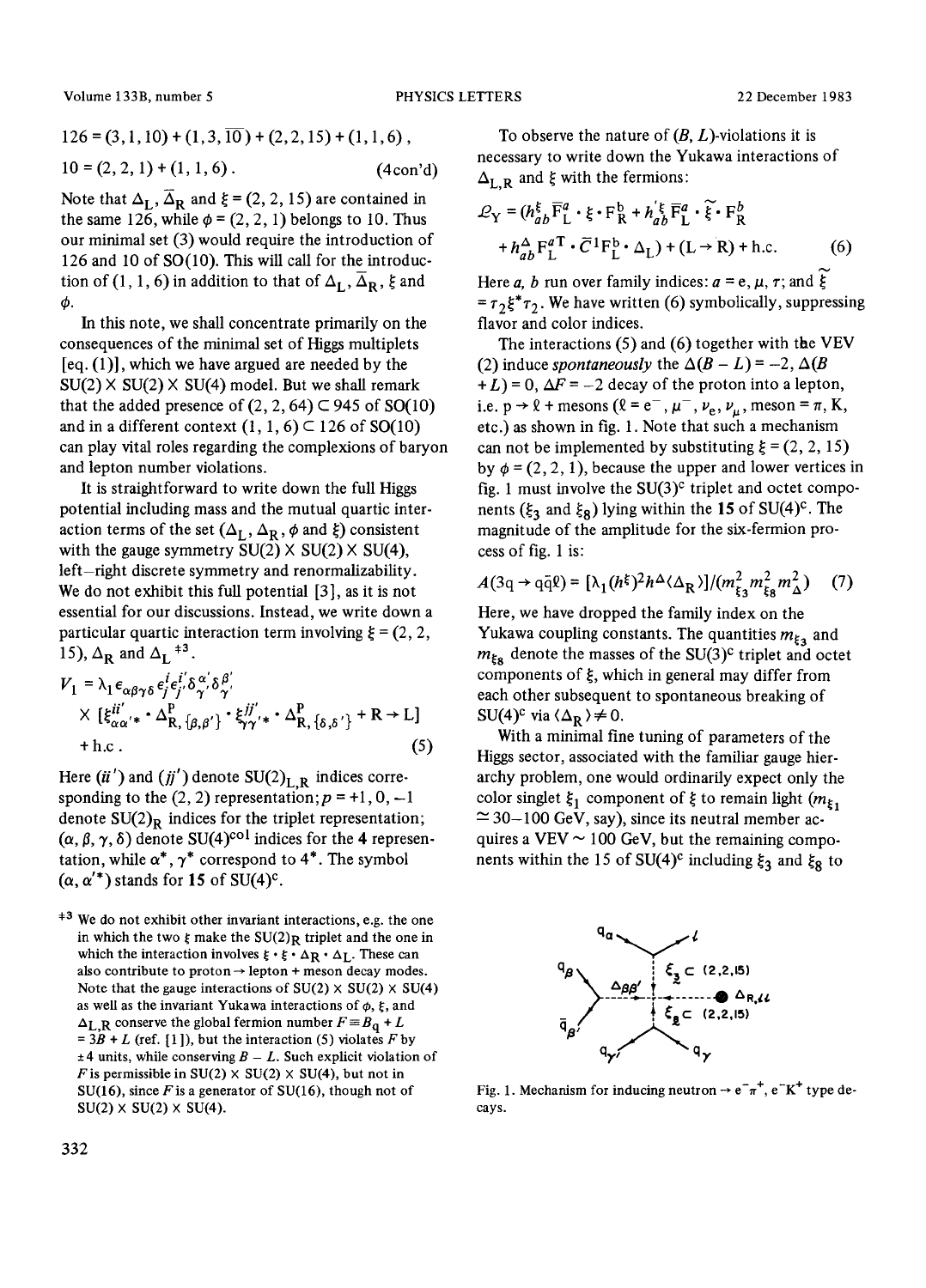$$126 = (3,1,10) + (1,3,\overline{10}) + (2,2,15) + (1,1,6)\,,$$

$$10 = (2,2,1) + (1,1,6)\,. \qquad \text{(4con'd)}$$

Note that $\Delta_L$, $\bar{\Delta}_R$ and $\xi = (2, 2, 15)$ are contained in the same 126, while $\phi = (2, 2, 1)$ belongs to 10. Thus our minimal set (3) would require the introduction of 126 and 10 of SO(10). This will call for the introduction of (1, 1, 6) in addition to that of $\Delta_L$, $\bar{\Delta}_R$, $\xi$ and $\phi$.

In this note, we shall concentrate primarily on the consequences of the minimal set of Higgs multiplets [eq. (1)], which we have argued are needed by the SU(2) × SU(2) × SU(4) model. But we shall remark that the added presence of (2, 2, 64) ⊂ 945 of SO(10) and in a different context (1, 1, 6) ⊂ 126 of SO(10) can play vital roles regarding the complexions of baryon and lepton number violations.

It is straightforward to write down the full Higgs potential including mass and the mutual quartic interaction terms of the set ($\Delta_L$, $\Delta_R$, $\phi$ and $\xi$) consistent with the gauge symmetry SU(2) × SU(2) × SU(4), left–right discrete symmetry and renormalizability. We do not exhibit this full potential [3], as it is not essential for our discussions. Instead, we write down a particular quartic interaction term involving $\xi = (2, 2, 15)$, $\Delta_R$ and $\Delta_L$ [‡3].

$$V_1 = \lambda_1 \epsilon_{\alpha\beta\gamma\delta}\, \epsilon^{i}_{j}\epsilon^{i'}_{j'}\delta^{\alpha'}_{\gamma'}\delta^{\beta'}_{\gamma'} \times [\xi^{ii'}_{\alpha\alpha'*} \cdot \Delta^{P}_{R,\{\beta,\beta'\}} \cdot \xi^{jj'}_{\gamma\gamma'*} \cdot \Delta^{P}_{R,\{\delta,\delta'\}} + R \to L] + \text{h.c.} \qquad (5)$$

Here $(ii')$ and $(jj')$ denote $SU(2)_{L,R}$ indices corresponding to the (2, 2) representation; $p = +1, 0, -1$ denote $SU(2)_R$ indices for the triplet representation; $(\alpha, \beta, \gamma, \delta)$ denote $SU(4)^{col}$ indices for the **4** representation, while $\alpha^*$, $\gamma^*$ correspond to $4^*$. The symbol $(\alpha, \alpha'^*)$ stands for **15** of $SU(4)^c$.

[‡3] We do not exhibit other invariant interactions, e.g. the one in which the two $\xi$ make the $SU(2)_R$ triplet and the one in which the interaction involves $\xi \cdot \xi \cdot \Delta_R \cdot \Delta_L$. These can also contribute to proton → lepton + meson decay modes. Note that the gauge interactions of SU(2) × SU(2) × SU(4) as well as the invariant Yukawa interactions of $\phi$, $\xi$, and $\Delta_{L,R}$ conserve the global fermion number $F \equiv B_q + L = 3B + L$ (ref. [1]), but the interaction (5) violates $F$ by ±4 units, while conserving $B - L$. Such explicit violation of $F$ is permissible in SU(2) × SU(2) × SU(4), but not in SU(16), since $F$ is a generator of SU(16), though not of SU(2) × SU(2) × SU(4).

To observe the nature of ($B$, $L$)-violations it is necessary to write down the Yukawa interactions of $\Delta_{L,R}$ and $\xi$ with the fermions:

$$\mathcal{L}_Y = (h^{\xi}_{ab}\bar{F}^a_L \cdot \xi \cdot F^b_R + h'^{\xi}_{ab}\bar{F}^a_L \cdot \tilde{\xi} \cdot F^b_R + h^{\Delta}_{ab}F^{aT}_L \cdot \bar{C}^1 F^b_L \cdot \Delta_L) + (L \to R) + \text{h.c.} \qquad (6)$$

Here $a$, $b$ run over family indices: $a = e, \mu, \tau$; and $\tilde{\xi} = \tau_2 \xi^* \tau_2$. We have written (6) symbolically, suppressing flavor and color indices.

The interactions (5) and (6) together with the VEV (2) induce *spontaneously* the $\Delta(B - L) = -2$, $\Delta(B + L) = 0$, $\Delta F = -2$ decay of the proton into a lepton, i.e. $p \to \ell$ + mesons ($\ell = e^-, \mu^-, \nu_e, \nu_\mu$, meson $= \pi$, K, etc.) as shown in fig. 1. Note that such a mechanism can not be implemented by substituting $\xi = (2, 2, 15)$ by $\phi = (2, 2, 1)$, because the upper and lower vertices in fig. 1 must involve the $SU(3)^c$ triplet and octet components ($\xi_3$ and $\xi_8$) lying within the **15** of $SU(4)^c$. The magnitude of the amplitude for the six-fermion process of fig. 1 is:

$$A(3q \to q\bar{q}\ell) = [\lambda_1 (h^{\xi})^2 h^{\Delta} \langle \Delta_R \rangle]/(m^2_{\xi_3} m^2_{\xi_8} m^2_{\Delta}) \qquad (7)$$

Here, we have dropped the family index on the Yukawa coupling constants. The quantities $m_{\xi_3}$ and $m_{\xi_8}$ denote the masses of the $SU(3)^c$ triplet and octet components of $\xi$, which in general may differ from each other subsequent to spontaneous breaking of $SU(4)^c$ via $\langle \Delta_R \rangle \neq 0$.

With a minimal fine tuning of parameters of the Higgs sector, associated with the familiar gauge hierarchy problem, one would ordinarily expect only the color singlet $\xi_1$ component of $\xi$ to remain light ($m_{\xi_1} \simeq 30$–$100$ GeV, say), since its neutral member acquires a VEV ~ 100 GeV, but the remaining components within the 15 of $SU(4)^c$ including $\xi_3$ and $\xi_8$ to

Fig. 1. Mechanism for inducing neutron → $e^-\pi^+$, $e^-K^+$ type decays.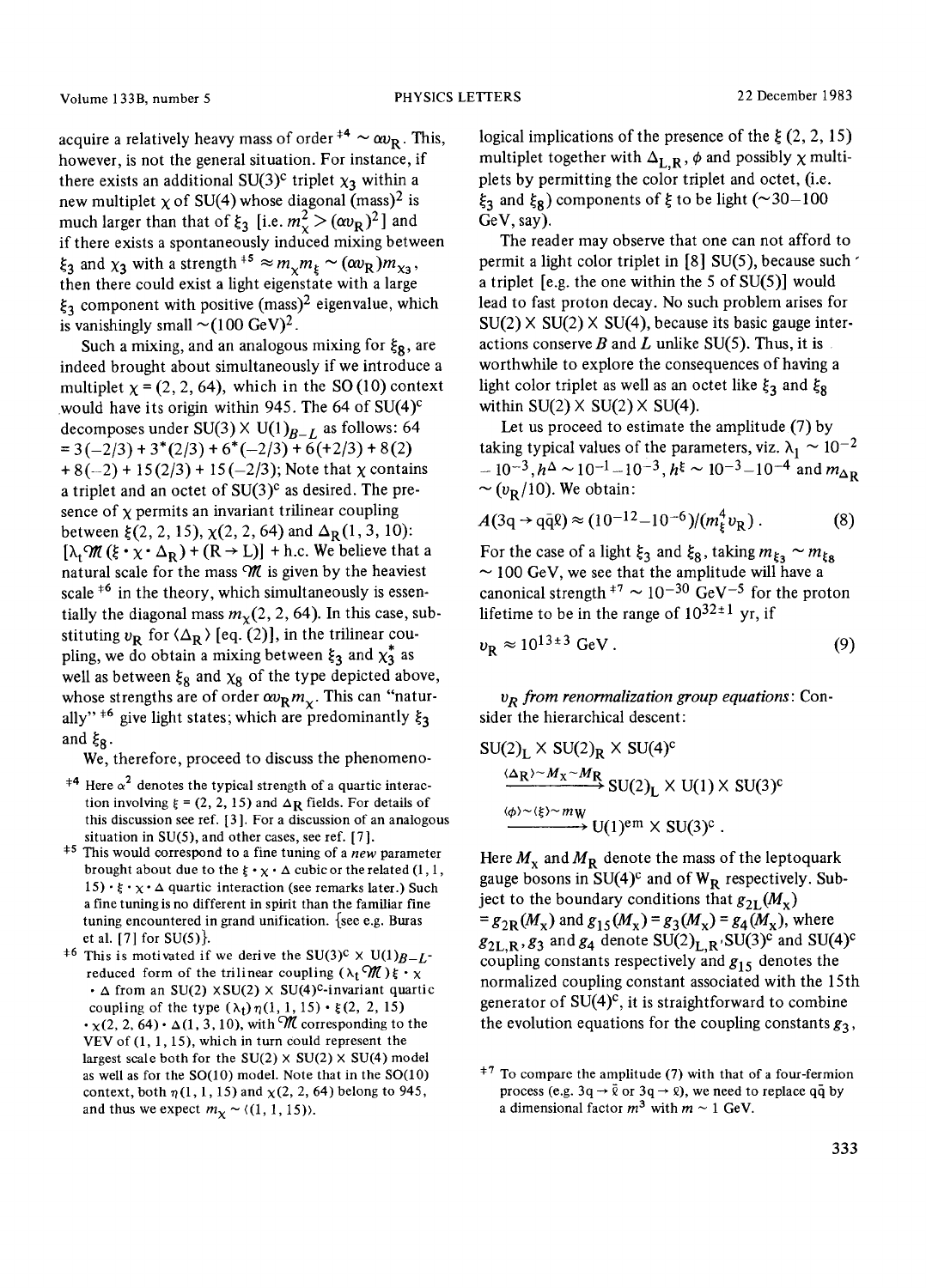acquire a relatively heavy mass of order [‡4] $\sim \alpha v_R$. This, however, is not the general situation. For instance, if there exists an additional $SU(3)^c$ triplet $\chi_3$ within a new multiplet $\chi$ of SU(4) whose diagonal (mass)$^2$ is much larger than that of $\xi_3$ [i.e. $m_\chi^2 > (\alpha v_R)^2$] and if there exists a spontaneously induced mixing between $\xi_3$ and $\chi_3$ with a strength [‡5] $\approx m_\chi m_\xi \sim (\alpha v_R) m_{\chi_3}$, then there could exist a light eigenstate with a large $\xi_3$ component with positive (mass)$^2$ eigenvalue, which is vanishingly small $\sim$(100 GeV)$^2$.

Such a mixing, and an analogous mixing for $\xi_8$, are indeed brought about simultaneously if we introduce a multiplet $\chi = (2, 2, 64)$, which in the SO(10) context would have its origin within 945. The 64 of $SU(4)^c$ decomposes under $SU(3) \times U(1)_{B-L}$ as follows: $64 = 3(-2/3) + 3^*(2/3) + 6^*(-2/3) + 6(+2/3) + 8(2) + 8(-2) + 15(2/3) + 15(-2/3)$; Note that $\chi$ contains a triplet and an octet of $SU(3)^c$ as desired. The presence of $\chi$ permits an invariant trilinear coupling between $\xi(2, 2, 15)$, $\chi(2, 2, 64)$ and $\Delta_R(1, 3, 10)$: $[\lambda_t \mathcal{M} (\xi \cdot \chi \cdot \Delta_R) + (R \to L)]$ + h.c. We believe that a natural scale for the mass $\mathcal{M}$ is given by the heaviest scale [‡6] in the theory, which simultaneously is essentially the diagonal mass $m_\chi(2, 2, 64)$. In this case, substituting $v_R$ for $\langle \Delta_R \rangle$ [eq. (2)], in the trilinear coupling, we do obtain a mixing between $\xi_3$ and $\chi_3^*$ as well as between $\xi_8$ and $\chi_8$ of the type depicted above, whose strengths are of order $\alpha v_R m_\chi$. This can "naturally" [‡6] give light states; which are predominantly $\xi_3$ and $\xi_8$.

We, therefore, proceed to discuss the phenomenological implications of the presence of the $\xi$ (2, 2, 15) multiplet together with $\Delta_{L,R}$, $\phi$ and possibly $\chi$ multiplets by permitting the color triplet and octet, (i.e. $\xi_3$ and $\xi_8$) components of $\xi$ to be light ($\sim$30–100 GeV, say).

The reader may observe that one can not afford to permit a light color triplet in [8] SU(5), because such a triplet [e.g. the one within the 5 of SU(5)] would lead to fast proton decay. No such problem arises for $SU(2) \times SU(2) \times SU(4)$, because its basic gauge interactions conserve $B$ and $L$ unlike SU(5). Thus, it is worthwhile to explore the consequences of having a light color triplet as well as an octet like $\xi_3$ and $\xi_8$ within $SU(2) \times SU(2) \times SU(4)$.

Let us proceed to estimate the amplitude (7) by taking typical values of the parameters, viz. $\lambda_1 \sim 10^{-2} - 10^{-3}$, $h^\Delta \sim 10^{-1} - 10^{-3}$, $h^\xi \sim 10^{-3} - 10^{-4}$ and $m_{\Delta_R} \sim (v_R/10)$. We obtain:

$$A(3q \to q\bar{q}\ell) \approx (10^{-12} - 10^{-6})/(m_\xi^4 v_R) \,. \tag{8}$$

For the case of a light $\xi_3$ and $\xi_8$, taking $m_{\xi_3} \sim m_{\xi_8} \sim 100$ GeV, we see that the amplitude will have a canonical strength [‡7] $\sim 10^{-30}\ \mathrm{GeV}^{-5}$ for the proton lifetime to be in the range of $10^{32 \pm 1}$ yr, if

$$v_R \approx 10^{13 \pm 3}\ \mathrm{GeV} \,. \tag{9}$$

*$v_R$ from renormalization group equations*: Consider the hierarchical descent:

$$SU(2)_L \times SU(2)_R \times SU(4)^c \xrightarrow{\langle \Delta_R \rangle \sim M_X \sim M_R} SU(2)_L \times U(1) \times SU(3)^c \xrightarrow{\langle \phi \rangle \sim \langle \xi \rangle \sim m_W} U(1)^{em} \times SU(3)^c \,.$$

Here $M_X$ and $M_R$ denote the mass of the leptoquark gauge bosons in $SU(4)^c$ and of $W_R$ respectively. Subject to the boundary conditions that $g_{2L}(M_X) = g_{2R}(M_X)$ and $g_{15}(M_X) = g_3(M_X) = g_4(M_X)$, where $g_{2L,R}$, $g_3$ and $g_4$ denote $SU(2)_{L,R}$, $SU(3)^c$ and $SU(4)^c$ coupling constants respectively and $g_{15}$ denotes the normalized coupling constant associated with the 15th generator of $SU(4)^c$, it is straightforward to combine the evolution equations for the coupling constants $g_3$,

---

‡4 Here $\alpha^2$ denotes the typical strength of a quartic interaction involving $\xi = (2, 2, 15)$ and $\Delta_R$ fields. For details of this discussion see ref. [3]. For a discussion of an analogous situation in SU(5), and other cases, see ref. [7].

‡5 This would correspond to a fine tuning of a *new* parameter brought about due to the $\xi \cdot \chi \cdot \Delta$ cubic or the related (1, 1, 15) $\cdot\, \xi \cdot \chi \cdot \Delta$ quartic interaction (see remarks later.) Such a fine tuning is no different in spirit than the familiar fine tuning encountered in grand unification. {see e.g. Buras et al. [7] for SU(5)}.

‡6 This is motivated if we derive the $SU(3)^c \times U(1)_{B-L}$-reduced form of the trilinear coupling $(\lambda_t \mathcal{M})\, \xi \cdot \chi \cdot \Delta$ from an $SU(2) \times SU(2) \times SU(4)^c$-invariant quartic coupling of the type $(\lambda_t)\, \eta(1, 1, 15) \cdot \xi(2, 2, 15) \cdot \chi(2, 2, 64) \cdot \Delta(1, 3, 10)$, with $\mathcal{M}$ corresponding to the VEV of (1, 1, 15), which in turn could represent the largest scale both for the $SU(2) \times SU(2) \times SU(4)$ model as well as for the SO(10) model. Note that in the SO(10) context, both $\eta(1, 1, 15)$ and $\chi(2, 2, 64)$ belong to 945, and thus we expect $m_\chi \sim \langle (1, 1, 15) \rangle$.

‡7 To compare the amplitude (7) with that of a four-fermion process (e.g. $3q \to \bar{\ell}$ or $3q \to \ell$), we need to replace $q\bar{q}$ by a dimensional factor $m^3$ with $m \sim 1$ GeV.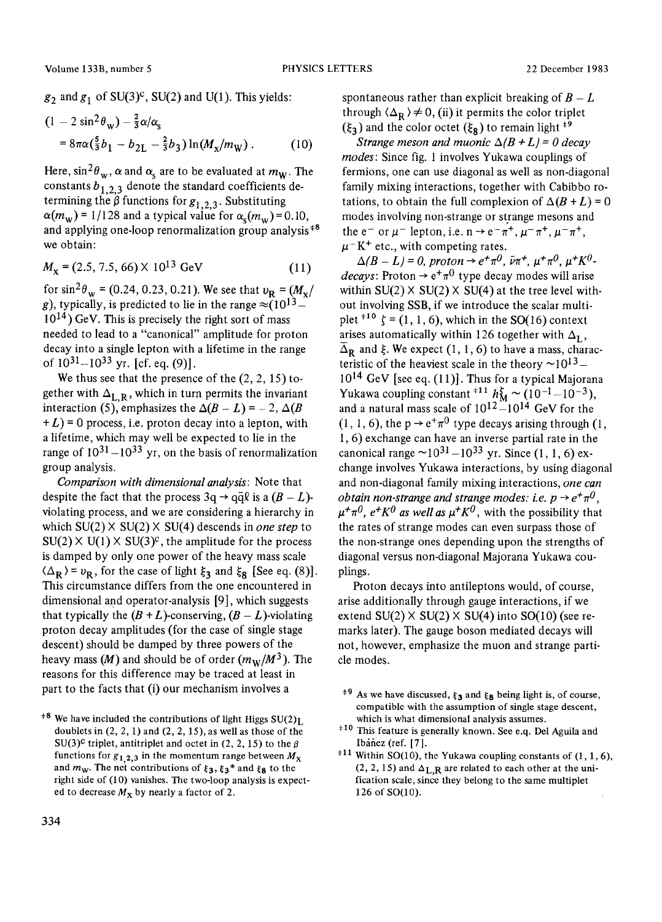$g_2$ and $g_1$ of $SU(3)^c$, SU(2) and U(1). This yields:

$$(1 - 2\sin^2\theta_W) - \tfrac{2}{3}\alpha/\alpha_s = 8\pi\alpha(\tfrac{5}{3}b_1 - b_{2L} - \tfrac{2}{3}b_3)\ln(M_X/m_W)\,. \qquad (10)$$

Here, $\sin^2\theta_W$, $\alpha$ and $\alpha_s$ are to be evaluated at $m_W$. The constants $b_{1,2,3}$ denote the standard coefficients determining the $\beta$ functions for $g_{1,2,3}$. Substituting $\alpha(m_W) = 1/128$ and a typical value for $\alpha_s(m_W) = 0.10$, and applying one-loop renormalization group analysis [‡8] we obtain:

$$M_X = (2.5, 7.5, 66) \times 10^{13}\ \text{GeV} \qquad (11)$$

for $\sin^2\theta_W = (0.24, 0.23, 0.21)$. We see that $v_R = (M_X/g)$, typically, is predicted to lie in the range $\approx(10^{13}$–$10^{14})$ GeV. This is precisely the right sort of mass needed to lead to a "canonical" amplitude for proton decay into a single lepton with a lifetime in the range of $10^{31}$–$10^{33}$ yr. [cf. eq. (9)].

We thus see that the presence of the (2, 2, 15) together with $\Delta_{L,R}$, which in turn permits the invariant interaction (5), emphasizes the $\Delta(B-L) = -2$, $\Delta(B+L) = 0$ process, i.e. proton decay into a lepton, with a lifetime, which may well be expected to lie in the range of $10^{31}$–$10^{33}$ yr, on the basis of renormalization group analysis.

*Comparison with dimensional analysis*: Note that despite the fact that the process $3q \to q\bar{q}\ell$ is a $(B-L)$-violating process, and we are considering a hierarchy in which SU(2) × SU(2) × SU(4) descends in *one step* to SU(2) × U(1) × $SU(3)^c$, the amplitude for the process is damped by only one power of the heavy mass scale $\langle\Delta_R\rangle = v_R$, for the case of light $\xi_3$ and $\xi_8$ [See eq. (8)]. This circumstance differs from the one encountered in dimensional and operator-analysis [9], which suggests that typically the $(B+L)$-conserving, $(B-L)$-violating proton decay amplitudes (for the case of single stage descent) should be damped by three powers of the heavy mass $(M)$ and should be of order $(m_W/M^3)$. The reasons for this difference may be traced at least in part to the facts that (i) our mechanism involves a spontaneous rather than explicit breaking of $B-L$ through $\langle\Delta_R\rangle \neq 0$, (ii) it permits the color triplet $(\xi_3)$ and the color octet $(\xi_8)$ to remain light [‡9]

*Strange meson and muonic $\Delta(B+L) = 0$ decay modes*: Since fig. 1 involves Yukawa couplings of fermions, one can use diagonal as well as non-diagonal family mixing interactions, together with Cabibbo rotations, to obtain the full complexion of $\Delta(B+L) = 0$ modes involving non-strange or strange mesons and the $e^-$ or $\mu^-$ lepton, i.e. $n \to e^-\pi^+$, $\mu^-\pi^+$, $\mu^-\pi^+$, $\mu^-K^+$ etc., with competing rates.

*$\Delta(B-L) = 0$, proton $\to e^+\pi^0$, $\bar{\nu}\pi^+$, $\mu^+\pi^0$, $\mu^+K^0$-decays*: Proton $\to e^+\pi^0$ type decay modes will arise within SU(2) × SU(2) × SU(4) at the tree level without involving SSB, if we introduce the scalar multiplet [‡10] $\zeta = (1, 1, 6)$, which in the SO(16) context arises automatically within 126 together with $\Delta_L$, $\overline{\Delta}_R$ and $\xi$. We expect (1, 1, 6) to have a mass, characteristic of the heaviest scale in the theory $\sim 10^{13}$–$10^{14}$ GeV [see eq. (11)]. Thus for a typical Majorana Yukawa coupling constant [‡11] $h_M^\zeta \sim (10^{-1}$–$10^{-3})$, and a natural mass scale of $10^{12}$–$10^{14}$ GeV for the (1, 1, 6), the $p \to e^+\pi^0$ type decays arising through (1, 1, 6) exchange can have an inverse partial rate in the canonical range $\sim 10^{31}$–$10^{33}$ yr. Since (1, 1, 6) exchange involves Yukawa interactions, by using diagonal and non-diagonal family mixing interactions, *one can obtain non-strange and strange modes: i.e. $p \to e^+\pi^0$, $\mu^+\pi^0$, $e^+K^0$ as well as $\mu^+K^0$*, with the possibility that the rates of strange modes can even surpass those of the non-strange ones depending upon the strengths of diagonal versus non-diagonal Majorana Yukawa couplings.

Proton decays into antileptons would, of course, arise additionally through gauge interactions, if we extend SU(2) × SU(2) × SU(4) into SO(10) (see remarks later). The gauge boson mediated decays will not, however, emphasize the muon and strange particle modes.

---

[‡8] We have included the contributions of light Higgs $SU(2)_L$ doublets in (2, 2, 1) and (2, 2, 15), as well as those of the $SU(3)^c$ triplet, antitriplet and octet in (2, 2, 15) to the $\beta$ functions for $g_{1,2,3}$ in the momentum range between $M_X$ and $m_W$. The net contributions of $\xi_3$, $\xi_3{}^*$ and $\xi_8$ to the right side of (10) vanishes. The two-loop analysis is expected to decrease $M_X$ by nearly a factor of 2.

[‡9] As we have discussed, $\xi_3$ and $\xi_8$ being light is, of course, compatible with the assumption of single stage descent, which is what dimensional analysis assumes.

[‡10] This feature is generally known. See e.q. Del Aguila and Ibáñez (ref. [7]).

[‡11] Within SO(10), the Yukawa coupling constants of (1, 1, 6), (2, 2, 15) and $\Delta_{L,R}$ are related to each other at the unification scale, since they belong to the same multiplet 126 of SO(10).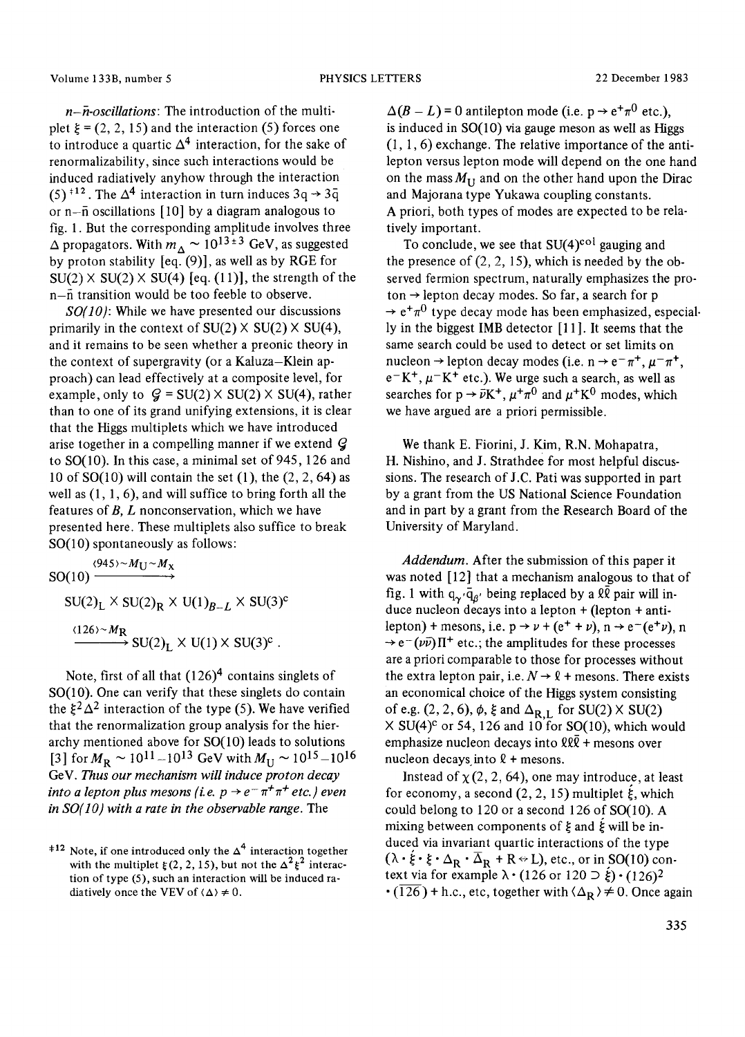*$n$–$\bar{n}$-oscillations*: The introduction of the multiplet $\xi = (2, 2, 15)$ and the interaction (5) forces one to introduce a quartic $\Delta^4$ interaction, for the sake of renormalizability, since such interactions would be induced radiatively anyhow through the interaction (5) [‡12]. The $\Delta^4$ interaction in turn induces $3q \to 3\bar{q}$ or n–$\bar{\text{n}}$ oscillations [10] by a diagram analogous to fig. 1. But the corresponding amplitude involves three $\Delta$ propagators. With $m_\Delta \sim 10^{13\pm3}$ GeV, as suggested by proton stability [eq. (9)], as well as by RGE for SU(2) × SU(2) × SU(4) [eq. (11)], the strength of the n–$\bar{\text{n}}$ transition would be too feeble to observe.

*SO(10)*: While we have presented our discussions primarily in the context of SU(2) × SU(2) × SU(4), and it remains to be seen whether a preonic theory in the context of supergravity (or a Kaluza–Klein approach) can lead effectively at a composite level, for example, only to $\mathcal{G}$ = SU(2) × SU(2) × SU(4), rather than to one of its grand unifying extensions, it is clear that the Higgs multiplets which we have introduced arise together in a compelling manner if we extend $\mathcal{G}$ to SO(10). In this case, a minimal set of 945, 126 and 10 of SO(10) will contain the set (1), the (2, 2, 64) as well as (1, 1, 6), and will suffice to bring forth all the features of $B$, $L$ nonconservation, which we have presented here. These multiplets also suffice to break SO(10) spontaneously as follows:

$$\mathrm{SO(10)} \xrightarrow{\langle 945\rangle \sim M_U \sim M_X} \mathrm{SU(2)_L \times SU(2)_R \times U(1)_{B-L} \times SU(3)^c} \xrightarrow{\langle 126\rangle \sim M_R} \mathrm{SU(2)_L \times U(1) \times SU(3)^c}\,.$$

Note, first of all that $(126)^4$ contains singlets of SO(10). One can verify that these singlets do contain the $\xi^2\Delta^2$ interaction of the type (5). We have verified that the renormalization group analysis for the hierarchy mentioned above for SO(10) leads to solutions [3] for $M_R \sim 10^{11}$–$10^{13}$ GeV with $M_U \sim 10^{15}$–$10^{16}$ GeV. *Thus our mechanism will induce proton decay into a lepton plus mesons (i.e. $p \to e^-\pi^+\pi^+$ etc.) even in SO(10) with a rate in the observable range.* The $\Delta(B - L) = 0$ antilepton mode (i.e. $p \to e^+\pi^0$ etc.), is induced in SO(10) via gauge meson as well as Higgs (1, 1, 6) exchange. The relative importance of the antilepton versus lepton mode will depend on the one hand on the mass $M_U$ and on the other hand upon the Dirac and Majorana type Yukawa coupling constants. A priori, both types of modes are expected to be relatively important.

To conclude, we see that SU(4)$^{\text{col}}$ gauging and the presence of (2, 2, 15), which is needed by the observed fermion spectrum, naturally emphasizes the proton → lepton decay modes. So far, a search for $p \to e^+\pi^0$ type decay mode has been emphasized, especially in the biggest IMB detector [11]. It seems that the same search could be used to detect or set limits on nucleon → lepton decay modes (i.e. $n \to e^-\pi^+$, $\mu^-\pi^+$, $e^-K^+$, $\mu^-K^+$ etc.). We urge such a search, as well as searches for $p \to \bar{\nu}K^+$, $\mu^+\pi^0$ and $\mu^+K^0$ modes, which we have argued are a priori permissible.

We thank E. Fiorini, J. Kim, R.N. Mohapatra, H. Nishino, and J. Strathdee for most helpful discussions. The research of J.C. Pati was supported in part by a grant from the US National Science Foundation and in part by a grant from the Research Board of the University of Maryland.

*Addendum.* After the submission of this paper it was noted [12] that a mechanism analogous to that of fig. 1 with $q_\gamma \cdot \bar{q}_{\beta'}$ being replaced by a $\ell\bar{\ell}$ pair will induce nucleon decays into a lepton + (lepton + antilepton) + mesons, i.e. $p \to \nu + (e^+ + \nu)$, $n \to e^-(e^+\nu)$, $n \to e^-(\nu\bar{\nu})\Pi^+$ etc.; the amplitudes for these processes are a priori comparable to those for processes without the extra lepton pair, i.e. $N \to \ell$ + mesons. There exists an economical choice of the Higgs system consisting of e.g. (2, 2, 6), $\phi$, $\xi$ and $\Delta_{R,L}$ for SU(2) × SU(2) × SU(4)$^c$ or 54, 126 and 10 for SO(10), which would emphasize nucleon decays into $\ell\ell\bar{\ell}$ + mesons over nucleon decays into $\ell$ + mesons.

Instead of $\chi(2, 2, 64)$, one may introduce, at least for economy, a second (2, 2, 15) multiplet $\xi'$, which could belong to 120 or a second 126 of SO(10). A mixing between components of $\xi$ and $\xi'$ will be induced via invariant quartic interactions of the type $(\lambda \cdot \xi' \cdot \xi \cdot \Delta_R \cdot \bar{\Delta}_R + R \leftrightarrow L)$, etc., or in SO(10) context via for example $\lambda \cdot (126 \text{ or } 120 \supset \xi') \cdot (126)^2 \cdot (\overline{126})$ + h.c., etc, together with $\langle \Delta_R \rangle \neq 0$. Once again

[‡12] Note, if one introduced only the $\Delta^4$ interaction together with the multiplet $\xi(2, 2, 15)$, but not the $\Delta^2\xi^2$ interaction of type (5), such an interaction will be induced radiatively once the VEV of $\langle \Delta \rangle \neq 0$.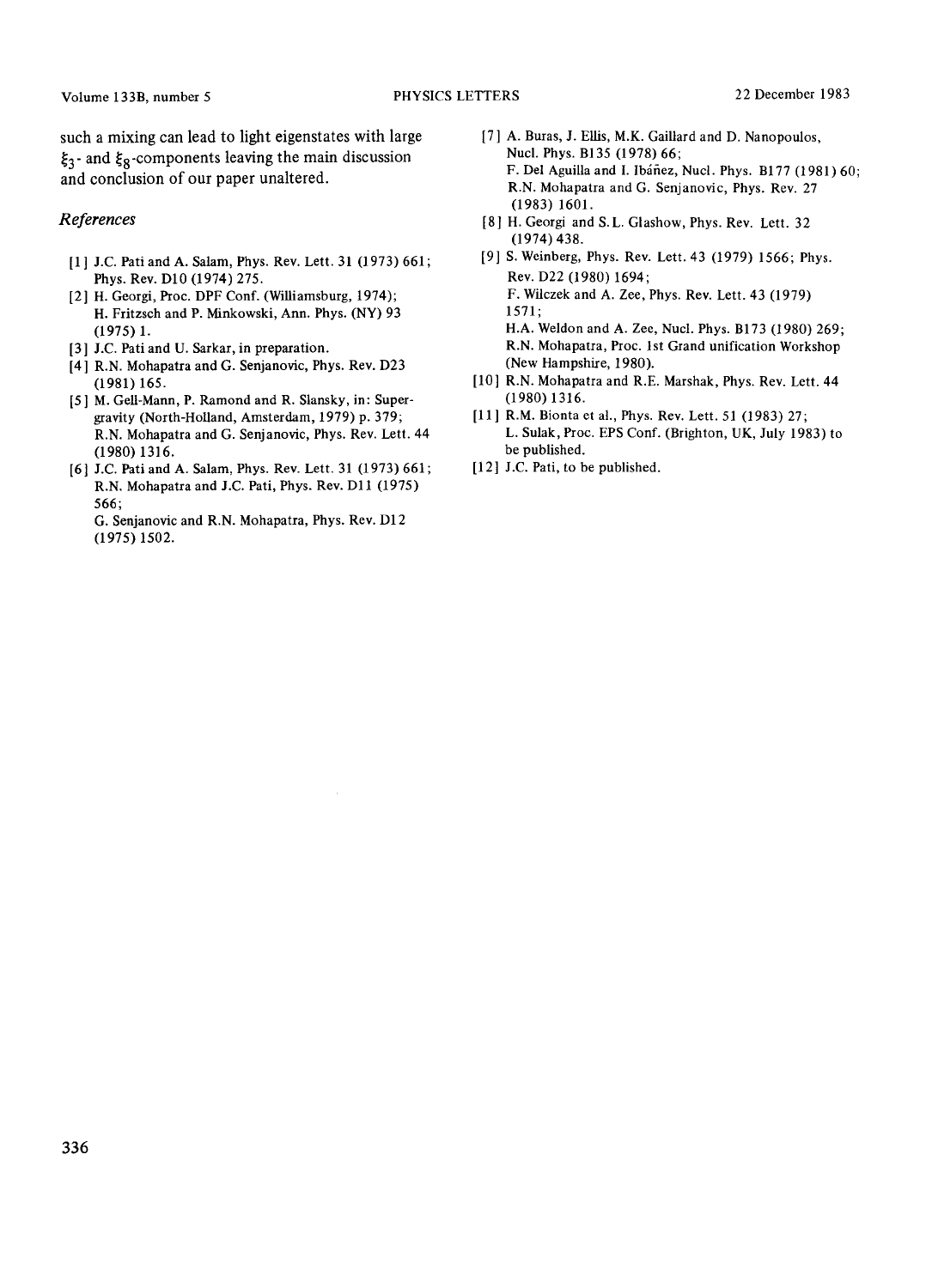such a mixing can lead to light eigenstates with large $\xi_3$- and $\xi_8$-components leaving the main discussion and conclusion of our paper unaltered.

### *References*

[1] J.C. Pati and A. Salam, Phys. Rev. Lett. 31 (1973) 661; Phys. Rev. D10 (1974) 275.

[2] H. Georgi, Proc. DPF Conf. (Williamsburg, 1974); H. Fritzsch and P. Minkowski, Ann. Phys. (NY) 93 (1975) 1.

[3] J.C. Pati and U. Sarkar, in preparation.

[4] R.N. Mohapatra and G. Senjanovic, Phys. Rev. D23 (1981) 165.

[5] M. Gell-Mann, P. Ramond and R. Slansky, in: Supergravity (North-Holland, Amsterdam, 1979) p. 379; R.N. Mohapatra and G. Senjanovic, Phys. Rev. Lett. 44 (1980) 1316.

[6] J.C. Pati and A. Salam, Phys. Rev. Lett. 31 (1973) 661; R.N. Mohapatra and J.C. Pati, Phys. Rev. D11 (1975) 566; G. Senjanovic and R.N. Mohapatra, Phys. Rev. D12 (1975) 1502.

[7] A. Buras, J. Ellis, M.K. Gaillard and D. Nanopoulos, Nucl. Phys. B135 (1978) 66; F. Del Aguilla and I. Ibáñez, Nucl. Phys. B177 (1981) 60; R.N. Mohapatra and G. Senjanovic, Phys. Rev. 27 (1983) 1601.

[8] H. Georgi and S.L. Glashow, Phys. Rev. Lett. 32 (1974) 438.

[9] S. Weinberg, Phys. Rev. Lett. 43 (1979) 1566; Phys. Rev. D22 (1980) 1694; F. Wilczek and A. Zee, Phys. Rev. Lett. 43 (1979) 1571; H.A. Weldon and A. Zee, Nucl. Phys. B173 (1980) 269; R.N. Mohapatra, Proc. 1st Grand unification Workshop (New Hampshire, 1980).

[10] R.N. Mohapatra and R.E. Marshak, Phys. Rev. Lett. 44 (1980) 1316.

[11] R.M. Bionta et al., Phys. Rev. Lett. 51 (1983) 27; L. Sulak, Proc. EPS Conf. (Brighton, UK, July 1983) to be published.

[12] J.C. Pati, to be published.